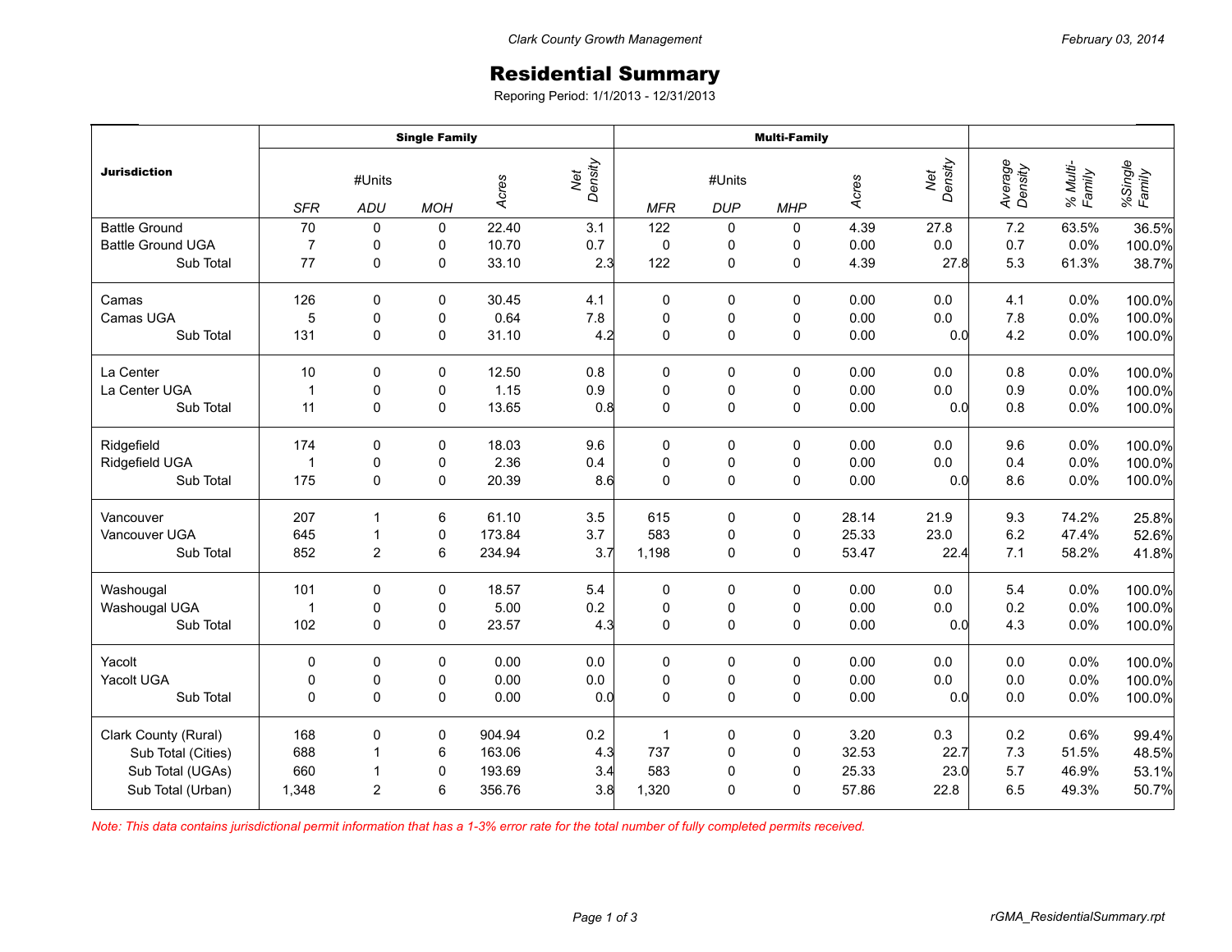# Residential Summary

Reporing Period: 1/1/2013 - 12/31/2013

| Jurisdiction | Single Family | | | | | Multi-Family | | | | | | | |
|---|---|---|---|---|---|---|---|---|---|---|---|---|---|
| | #Units | | | Acres | Net Density | #Units | | | Acres | Net Density | Average Density | % Multi-Family | %Single Family |
| | SFR | ADU | MOH | | | MFR | DUP | MHP | | | | | |
| Battle Ground | 70 | 0 | 0 | 22.40 | 3.1 | 122 | 0 | 0 | 4.39 | 27.8 | 7.2 | 63.5% | 36.5% |
| Battle Ground UGA | 7 | 0 | 0 | 10.70 | 0.7 | 0 | 0 | 0 | 0.00 | 0.0 | 0.7 | 0.0% | 100.0% |
| Sub Total | 77 | 0 | 0 | 33.10 | 2.3 | 122 | 0 | 0 | 4.39 | 27.8 | 5.3 | 61.3% | 38.7% |
| Camas | 126 | 0 | 0 | 30.45 | 4.1 | 0 | 0 | 0 | 0.00 | 0.0 | 4.1 | 0.0% | 100.0% |
| Camas UGA | 5 | 0 | 0 | 0.64 | 7.8 | 0 | 0 | 0 | 0.00 | 0.0 | 7.8 | 0.0% | 100.0% |
| Sub Total | 131 | 0 | 0 | 31.10 | 4.2 | 0 | 0 | 0 | 0.00 | 0.0 | 4.2 | 0.0% | 100.0% |
| La Center | 10 | 0 | 0 | 12.50 | 0.8 | 0 | 0 | 0 | 0.00 | 0.0 | 0.8 | 0.0% | 100.0% |
| La Center UGA | 1 | 0 | 0 | 1.15 | 0.9 | 0 | 0 | 0 | 0.00 | 0.0 | 0.9 | 0.0% | 100.0% |
| Sub Total | 11 | 0 | 0 | 13.65 | 0.8 | 0 | 0 | 0 | 0.00 | 0.0 | 0.8 | 0.0% | 100.0% |
| Ridgefield | 174 | 0 | 0 | 18.03 | 9.6 | 0 | 0 | 0 | 0.00 | 0.0 | 9.6 | 0.0% | 100.0% |
| Ridgefield UGA | 1 | 0 | 0 | 2.36 | 0.4 | 0 | 0 | 0 | 0.00 | 0.0 | 0.4 | 0.0% | 100.0% |
| Sub Total | 175 | 0 | 0 | 20.39 | 8.6 | 0 | 0 | 0 | 0.00 | 0.0 | 8.6 | 0.0% | 100.0% |
| Vancouver | 207 | 1 | 6 | 61.10 | 3.5 | 615 | 0 | 0 | 28.14 | 21.9 | 9.3 | 74.2% | 25.8% |
| Vancouver UGA | 645 | 1 | 0 | 173.84 | 3.7 | 583 | 0 | 0 | 25.33 | 23.0 | 6.2 | 47.4% | 52.6% |
| Sub Total | 852 | 2 | 6 | 234.94 | 3.7 | 1,198 | 0 | 0 | 53.47 | 22.4 | 7.1 | 58.2% | 41.8% |
| Washougal | 101 | 0 | 0 | 18.57 | 5.4 | 0 | 0 | 0 | 0.00 | 0.0 | 5.4 | 0.0% | 100.0% |
| Washougal UGA | 1 | 0 | 0 | 5.00 | 0.2 | 0 | 0 | 0 | 0.00 | 0.0 | 0.2 | 0.0% | 100.0% |
| Sub Total | 102 | 0 | 0 | 23.57 | 4.3 | 0 | 0 | 0 | 0.00 | 0.0 | 4.3 | 0.0% | 100.0% |
| Yacolt | 0 | 0 | 0 | 0.00 | 0.0 | 0 | 0 | 0 | 0.00 | 0.0 | 0.0 | 0.0% | 100.0% |
| Yacolt UGA | 0 | 0 | 0 | 0.00 | 0.0 | 0 | 0 | 0 | 0.00 | 0.0 | 0.0 | 0.0% | 100.0% |
| Sub Total | 0 | 0 | 0 | 0.00 | 0.0 | 0 | 0 | 0 | 0.00 | 0.0 | 0.0 | 0.0% | 100.0% |
| Clark County (Rural) | 168 | 0 | 0 | 904.94 | 0.2 | 1 | 0 | 0 | 3.20 | 0.3 | 0.2 | 0.6% | 99.4% |
| Sub Total (Cities) | 688 | 1 | 6 | 163.06 | 4.3 | 737 | 0 | 0 | 32.53 | 22.7 | 7.3 | 51.5% | 48.5% |
| Sub Total (UGAs) | 660 | 1 | 0 | 193.69 | 3.4 | 583 | 0 | 0 | 25.33 | 23.0 | 5.7 | 46.9% | 53.1% |
| Sub Total (Urban) | 1,348 | 2 | 6 | 356.76 | 3.8 | 1,320 | 0 | 0 | 57.86 | 22.8 | 6.5 | 49.3% | 50.7% |

*Note: This data contains jurisdictional permit information that has a 1-3% error rate for the total number of fully completed permits received.*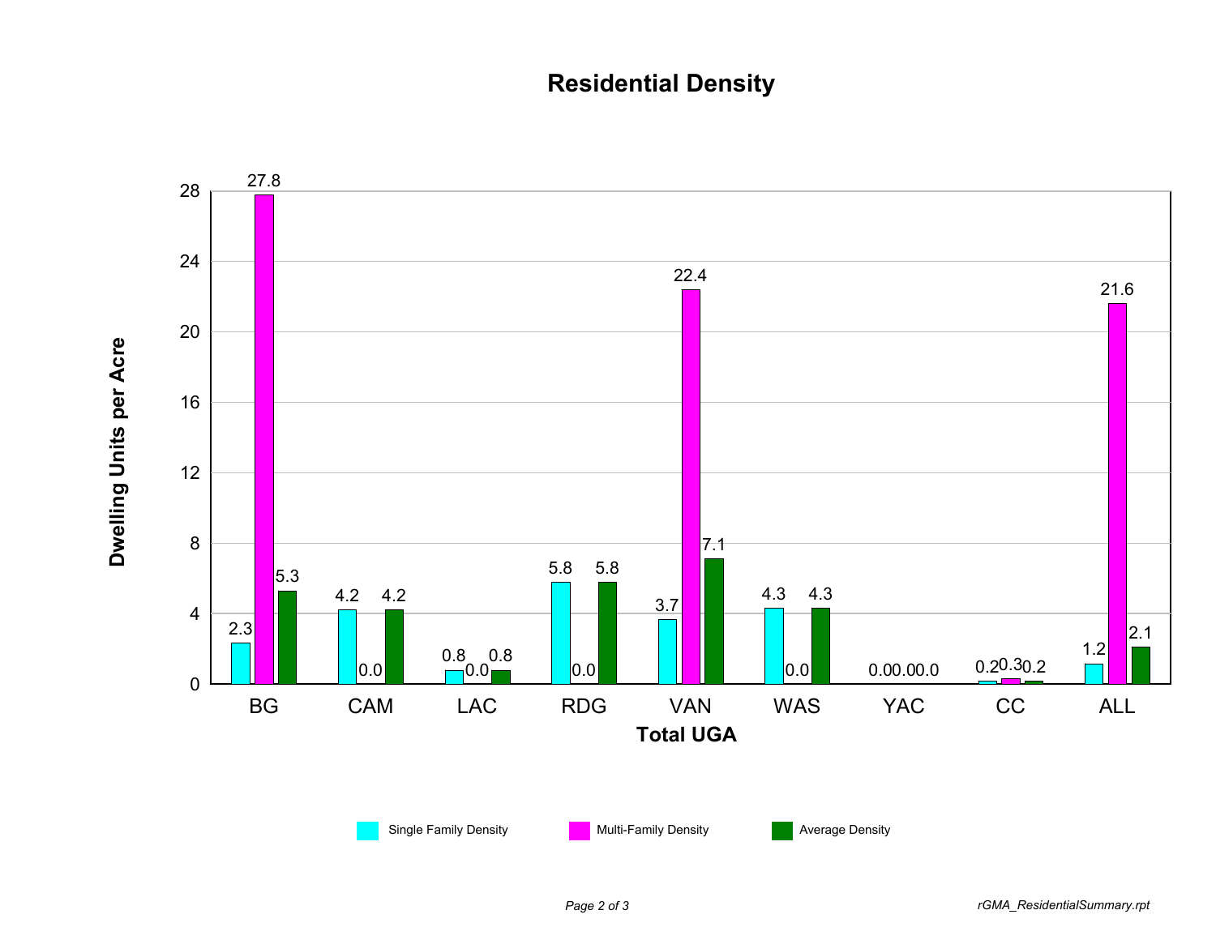# Residential Density

| Total UGA | Single Family Density | Multi-Family Density | Average Density |
|---|---|---|---|
| BG | 2.3 | 27.8 | 5.3 |
| CAM | 4.2 | 0.0 | 4.2 |
| LAC | 0.8 | 0.0 | 0.8 |
| RDG | 5.8 | 0.0 | 5.8 |
| VAN | 3.7 | 22.4 | 7.1 |
| WAS | 4.3 | 0.0 | 4.3 |
| YAC | 0.0 | 0.0 | 0.0 |
| CC | 0.2 | 0.3 | 0.2 |
| ALL | 1.2 | 21.6 | 2.1 |

Dwelling Units per Acre

rGMA_ResidentialSummary.rpt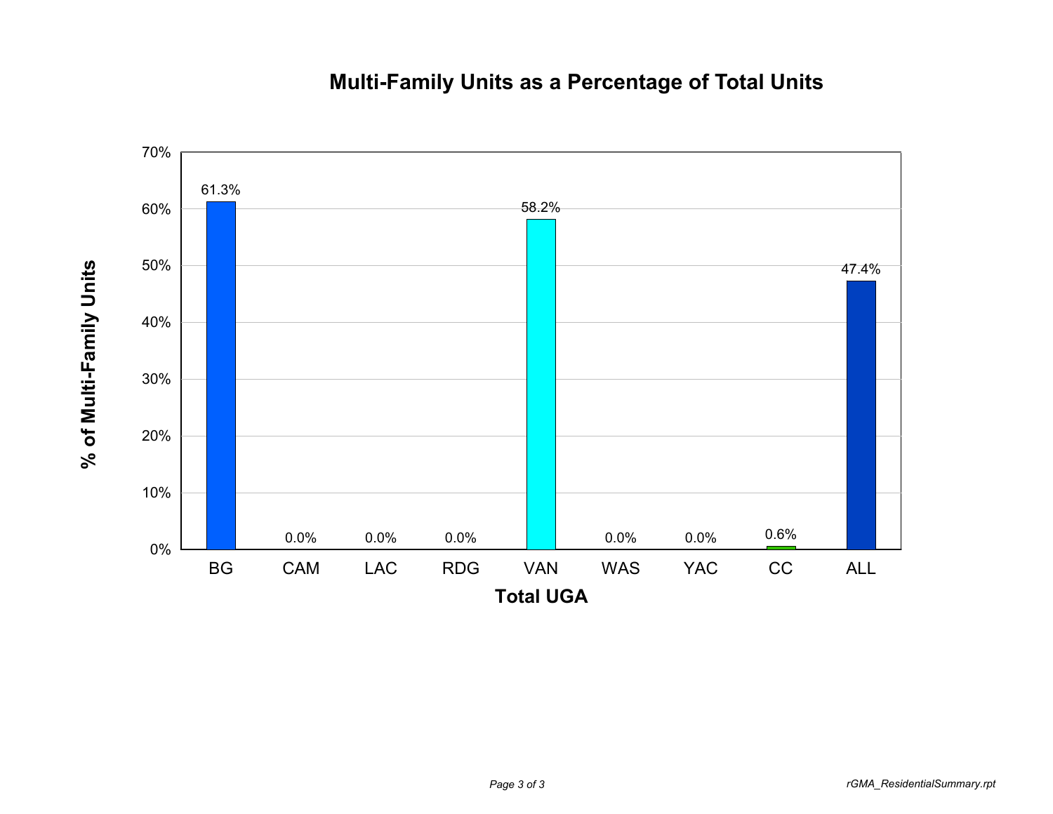## Multi-Family Units as a Percentage of Total Units

| Total UGA | % of Multi-Family Units |
|---|---|
| BG | 61.3% |
| CAM | 0.0% |
| LAC | 0.0% |
| RDG | 0.0% |
| VAN | 58.2% |
| WAS | 0.0% |
| YAC | 0.0% |
| CC | 0.6% |
| ALL | 47.4% |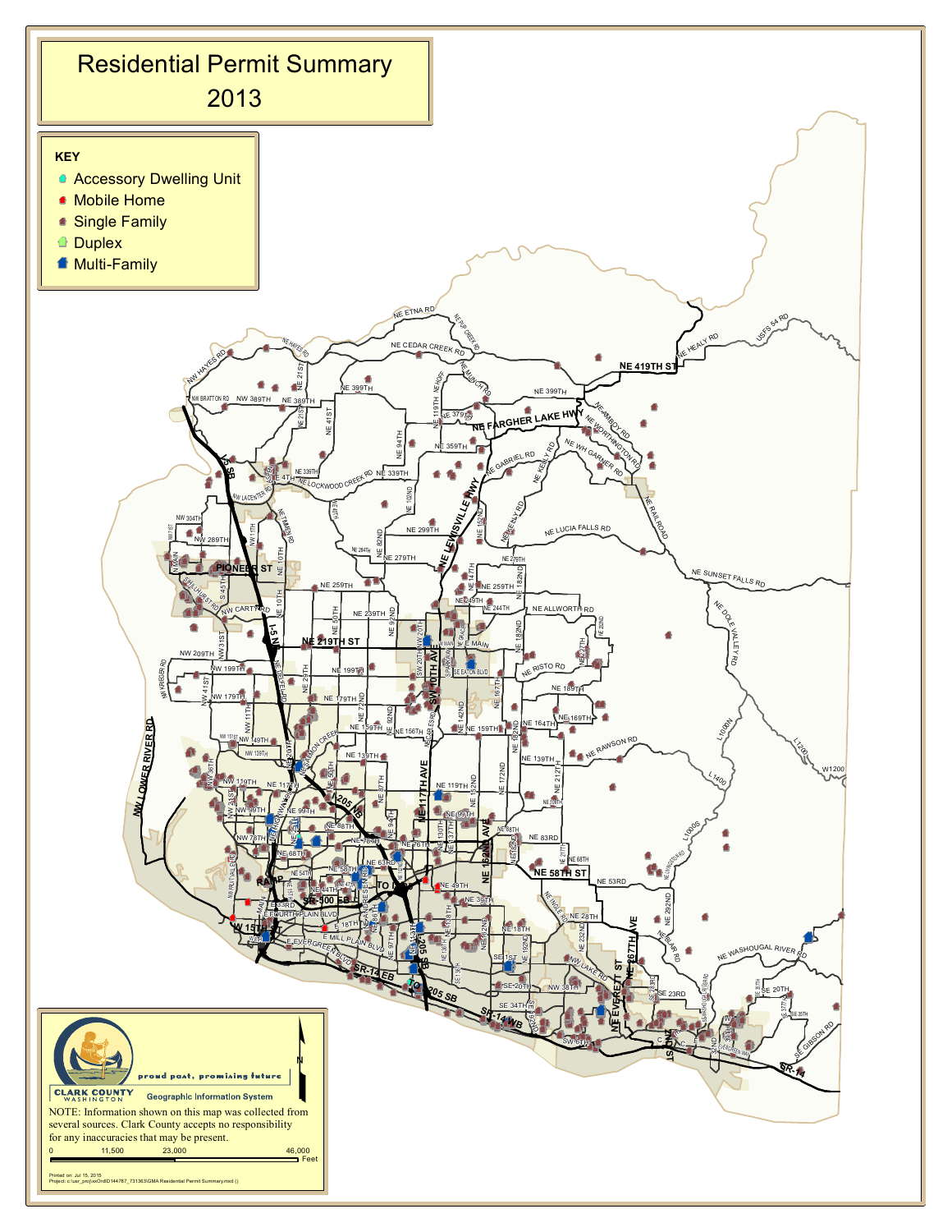# Residential Permit Summary 2013

**KEY**

- Accessory Dwelling Unit
- Mobile Home
- Single Family
- Duplex
- Multi-Family

proud past, promising future

CLARK COUNTY WASHINGTON

Geographic Information System

NOTE: Information shown on this map was collected from several sources. Clark County accepts no responsibility for any inaccuracies that may be present.

0 11,500 23,000 46,000 Feet

Printed on: Jul 15, 2015
Project: c:\usr_proj\ocOrd\D144787_731363\GMA Residential Permit Summary.mxd ()